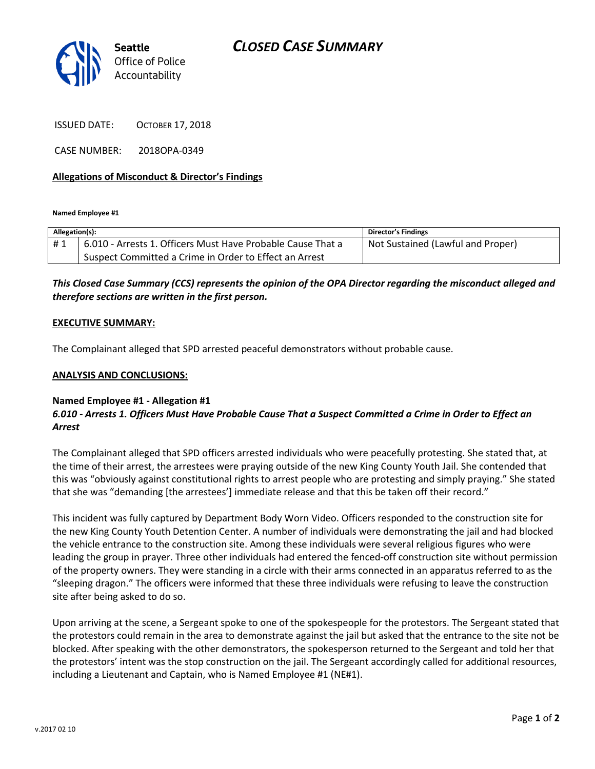# CLOSED CASE SUMMARY

Seattle Office of Police Accountability

ISSUED DATE: OCTOBER 17, 2018

CASE NUMBER: 2018OPA-0349

**Allegations of Misconduct & Director's Findings**

**Named Employee #1**

| Allegation(s): | | Director's Findings |
|---|---|---|
| # 1 | 6.010 - Arrests 1. Officers Must Have Probable Cause That a Suspect Committed a Crime in Order to Effect an Arrest | Not Sustained (Lawful and Proper) |

***This Closed Case Summary (CCS) represents the opinion of the OPA Director regarding the misconduct alleged and therefore sections are written in the first person.***

**EXECUTIVE SUMMARY:**

The Complainant alleged that SPD arrested peaceful demonstrators without probable cause.

**ANALYSIS AND CONCLUSIONS:**

**Named Employee #1 - Allegation #1**
***6.010 - Arrests 1. Officers Must Have Probable Cause That a Suspect Committed a Crime in Order to Effect an Arrest***

The Complainant alleged that SPD officers arrested individuals who were peacefully protesting. She stated that, at the time of their arrest, the arrestees were praying outside of the new King County Youth Jail. She contended that this was "obviously against constitutional rights to arrest people who are protesting and simply praying." She stated that she was "demanding [the arrestees'] immediate release and that this be taken off their record."

This incident was fully captured by Department Body Worn Video. Officers responded to the construction site for the new King County Youth Detention Center. A number of individuals were demonstrating the jail and had blocked the vehicle entrance to the construction site. Among these individuals were several religious figures who were leading the group in prayer. Three other individuals had entered the fenced-off construction site without permission of the property owners. They were standing in a circle with their arms connected in an apparatus referred to as the "sleeping dragon." The officers were informed that these three individuals were refusing to leave the construction site after being asked to do so.

Upon arriving at the scene, a Sergeant spoke to one of the spokespeople for the protestors. The Sergeant stated that the protestors could remain in the area to demonstrate against the jail but asked that the entrance to the site not be blocked. After speaking with the other demonstrators, the spokesperson returned to the Sergeant and told her that the protestors' intent was the stop construction on the jail. The Sergeant accordingly called for additional resources, including a Lieutenant and Captain, who is Named Employee #1 (NE#1).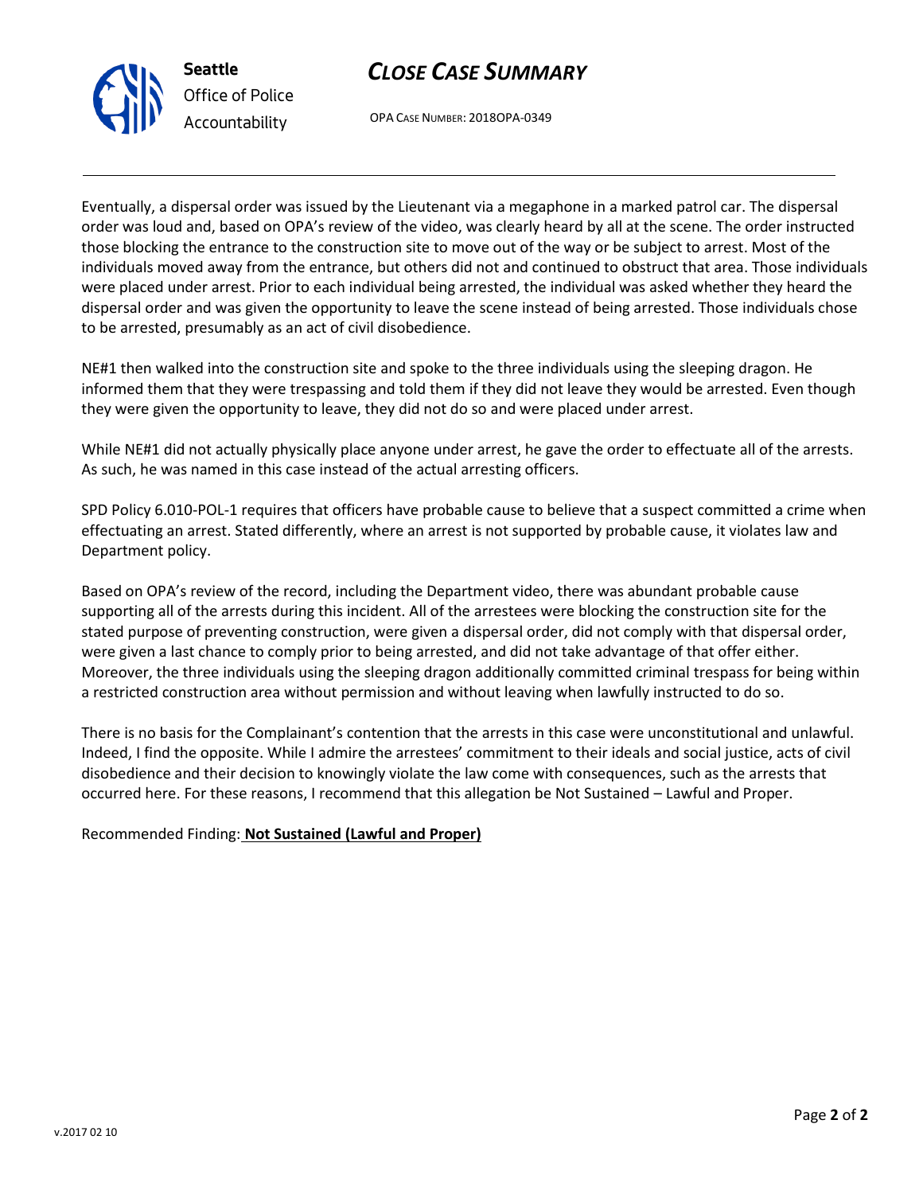Eventually, a dispersal order was issued by the Lieutenant via a megaphone in a marked patrol car. The dispersal order was loud and, based on OPA's review of the video, was clearly heard by all at the scene. The order instructed those blocking the entrance to the construction site to move out of the way or be subject to arrest. Most of the individuals moved away from the entrance, but others did not and continued to obstruct that area. Those individuals were placed under arrest. Prior to each individual being arrested, the individual was asked whether they heard the dispersal order and was given the opportunity to leave the scene instead of being arrested. Those individuals chose to be arrested, presumably as an act of civil disobedience.

NE#1 then walked into the construction site and spoke to the three individuals using the sleeping dragon. He informed them that they were trespassing and told them if they did not leave they would be arrested. Even though they were given the opportunity to leave, they did not do so and were placed under arrest.

While NE#1 did not actually physically place anyone under arrest, he gave the order to effectuate all of the arrests. As such, he was named in this case instead of the actual arresting officers.

SPD Policy 6.010-POL-1 requires that officers have probable cause to believe that a suspect committed a crime when effectuating an arrest. Stated differently, where an arrest is not supported by probable cause, it violates law and Department policy.

Based on OPA's review of the record, including the Department video, there was abundant probable cause supporting all of the arrests during this incident. All of the arrestees were blocking the construction site for the stated purpose of preventing construction, were given a dispersal order, did not comply with that dispersal order, were given a last chance to comply prior to being arrested, and did not take advantage of that offer either. Moreover, the three individuals using the sleeping dragon additionally committed criminal trespass for being within a restricted construction area without permission and without leaving when lawfully instructed to do so.

There is no basis for the Complainant's contention that the arrests in this case were unconstitutional and unlawful. Indeed, I find the opposite. While I admire the arrestees' commitment to their ideals and social justice, acts of civil disobedience and their decision to knowingly violate the law come with consequences, such as the arrests that occurred here. For these reasons, I recommend that this allegation be Not Sustained – Lawful and Proper.

Recommended Finding: **Not Sustained (Lawful and Proper)**